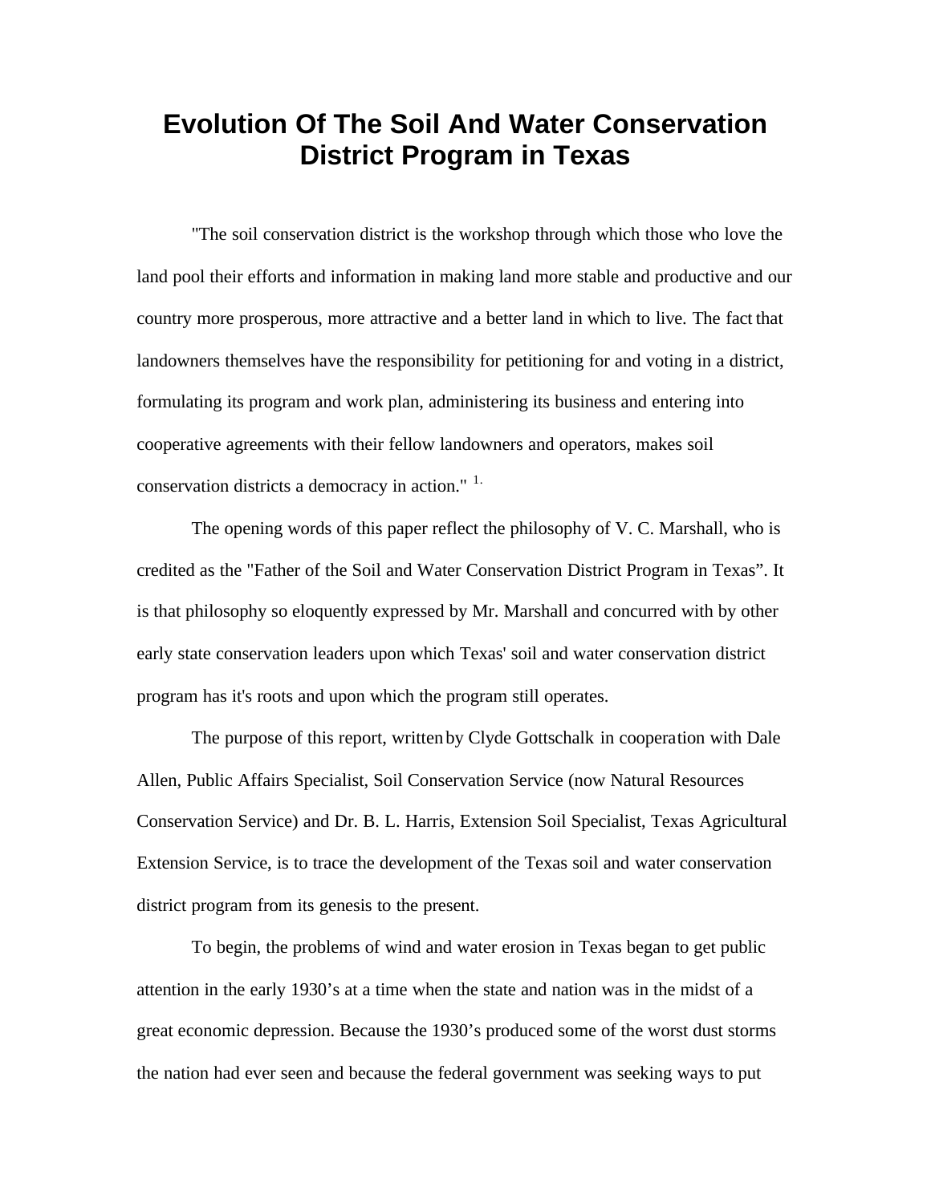# Evolution Of The Soil And Water Conservation District Program in Texas

"The soil conservation district is the workshop through which those who love the land pool their efforts and information in making land more stable and productive and our country more prosperous, more attractive and a better land in which to live. The fact that landowners themselves have the responsibility for petitioning for and voting in a district, formulating its program and work plan, administering its business and entering into cooperative agreements with their fellow landowners and operators, makes soil conservation districts a democracy in action." [1.]

The opening words of this paper reflect the philosophy of V. C. Marshall, who is credited as the "Father of the Soil and Water Conservation District Program in Texas". It is that philosophy so eloquently expressed by Mr. Marshall and concurred with by other early state conservation leaders upon which Texas' soil and water conservation district program has it's roots and upon which the program still operates.

The purpose of this report, written by Clyde Gottschalk in cooperation with Dale Allen, Public Affairs Specialist, Soil Conservation Service (now Natural Resources Conservation Service) and Dr. B. L. Harris, Extension Soil Specialist, Texas Agricultural Extension Service, is to trace the development of the Texas soil and water conservation district program from its genesis to the present.

To begin, the problems of wind and water erosion in Texas began to get public attention in the early 1930's at a time when the state and nation was in the midst of a great economic depression. Because the 1930's produced some of the worst dust storms the nation had ever seen and because the federal government was seeking ways to put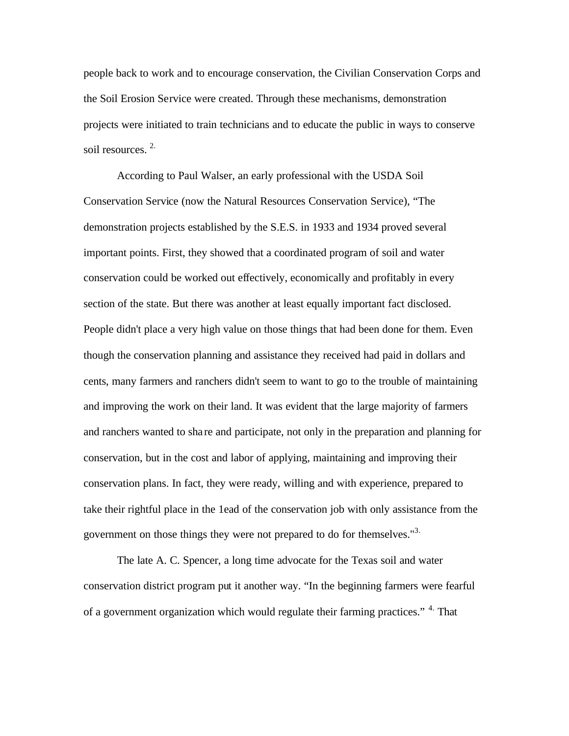people back to work and to encourage conservation, the Civilian Conservation Corps and the Soil Erosion Service were created. Through these mechanisms, demonstration projects were initiated to train technicians and to educate the public in ways to conserve soil resources. [2.]

According to Paul Walser, an early professional with the USDA Soil Conservation Service (now the Natural Resources Conservation Service), “The demonstration projects established by the S.E.S. in 1933 and 1934 proved several important points. First, they showed that a coordinated program of soil and water conservation could be worked out effectively, economically and profitably in every section of the state. But there was another at least equally important fact disclosed. People didn't place a very high value on those things that had been done for them. Even though the conservation planning and assistance they received had paid in dollars and cents, many farmers and ranchers didn't seem to want to go to the trouble of maintaining and improving the work on their land. It was evident that the large majority of farmers and ranchers wanted to share and participate, not only in the preparation and planning for conservation, but in the cost and labor of applying, maintaining and improving their conservation plans. In fact, they were ready, willing and with experience, prepared to take their rightful place in the 1ead of the conservation job with only assistance from the government on those things they were not prepared to do for themselves."[3.]

The late A. C. Spencer, a long time advocate for the Texas soil and water conservation district program put it another way. “In the beginning farmers were fearful of a government organization which would regulate their farming practices.” [4.] That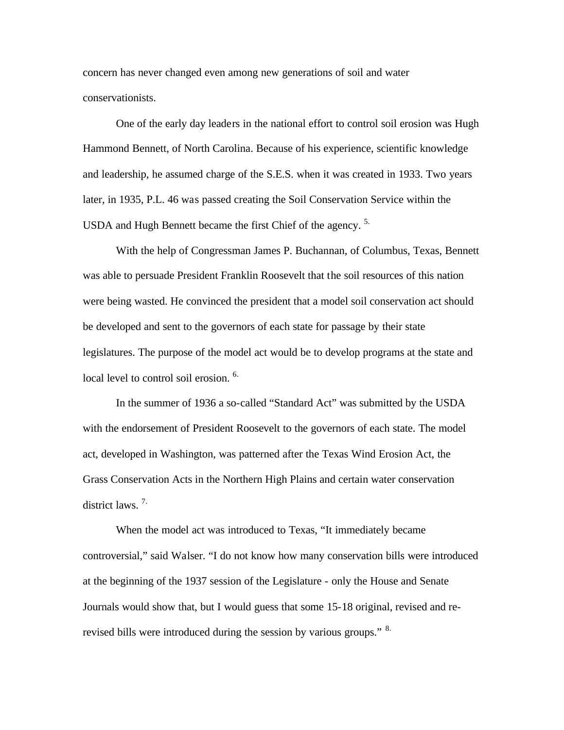concern has never changed even among new generations of soil and water conservationists.

One of the early day leaders in the national effort to control soil erosion was Hugh Hammond Bennett, of North Carolina. Because of his experience, scientific knowledge and leadership, he assumed charge of the S.E.S. when it was created in 1933. Two years later, in 1935, P.L. 46 was passed creating the Soil Conservation Service within the USDA and Hugh Bennett became the first Chief of the agency. [5.]

With the help of Congressman James P. Buchannan, of Columbus, Texas, Bennett was able to persuade President Franklin Roosevelt that the soil resources of this nation were being wasted. He convinced the president that a model soil conservation act should be developed and sent to the governors of each state for passage by their state legislatures. The purpose of the model act would be to develop programs at the state and local level to control soil erosion. [6.]

In the summer of 1936 a so-called "Standard Act" was submitted by the USDA with the endorsement of President Roosevelt to the governors of each state. The model act, developed in Washington, was patterned after the Texas Wind Erosion Act, the Grass Conservation Acts in the Northern High Plains and certain water conservation district laws. [7.]

When the model act was introduced to Texas, "It immediately became controversial," said Walser. "I do not know how many conservation bills were introduced at the beginning of the 1937 session of the Legislature - only the House and Senate Journals would show that, but I would guess that some 15-18 original, revised and re-revised bills were introduced during the session by various groups." [8.]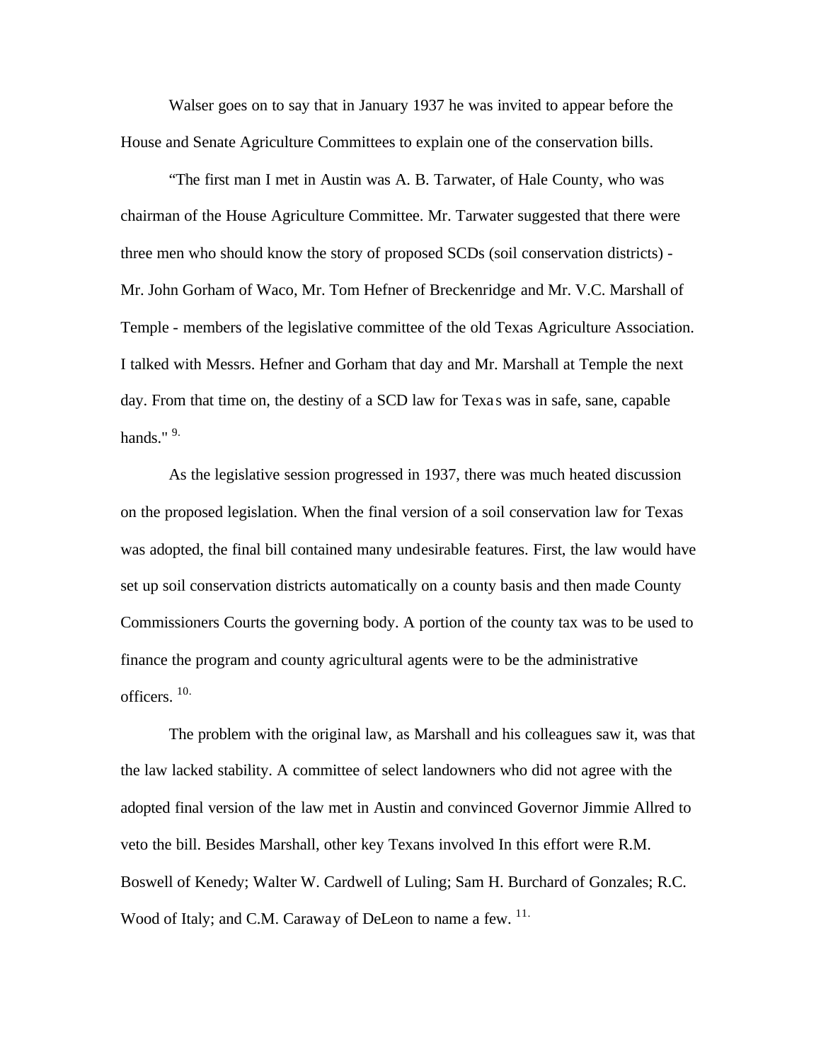Walser goes on to say that in January 1937 he was invited to appear before the House and Senate Agriculture Committees to explain one of the conservation bills.

"The first man I met in Austin was A. B. Tarwater, of Hale County, who was chairman of the House Agriculture Committee. Mr. Tarwater suggested that there were three men who should know the story of proposed SCDs (soil conservation districts) - Mr. John Gorham of Waco, Mr. Tom Hefner of Breckenridge and Mr. V.C. Marshall of Temple - members of the legislative committee of the old Texas Agriculture Association. I talked with Messrs. Hefner and Gorham that day and Mr. Marshall at Temple the next day. From that time on, the destiny of a SCD law for Texas was in safe, sane, capable hands." [9.]

As the legislative session progressed in 1937, there was much heated discussion on the proposed legislation. When the final version of a soil conservation law for Texas was adopted, the final bill contained many undesirable features. First, the law would have set up soil conservation districts automatically on a county basis and then made County Commissioners Courts the governing body. A portion of the county tax was to be used to finance the program and county agricultural agents were to be the administrative officers. [10.]

The problem with the original law, as Marshall and his colleagues saw it, was that the law lacked stability. A committee of select landowners who did not agree with the adopted final version of the law met in Austin and convinced Governor Jimmie Allred to veto the bill. Besides Marshall, other key Texans involved In this effort were R.M. Boswell of Kenedy; Walter W. Cardwell of Luling; Sam H. Burchard of Gonzales; R.C. Wood of Italy; and C.M. Caraway of DeLeon to name a few. [11.]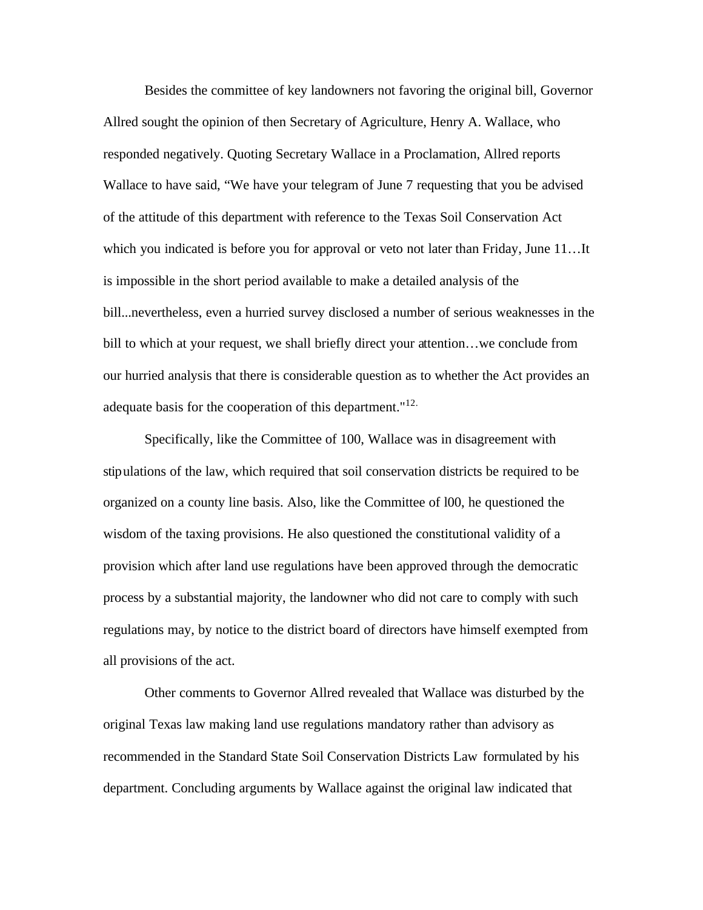Besides the committee of key landowners not favoring the original bill, Governor Allred sought the opinion of then Secretary of Agriculture, Henry A. Wallace, who responded negatively. Quoting Secretary Wallace in a Proclamation, Allred reports Wallace to have said, "We have your telegram of June 7 requesting that you be advised of the attitude of this department with reference to the Texas Soil Conservation Act which you indicated is before you for approval or veto not later than Friday, June 11…It is impossible in the short period available to make a detailed analysis of the bill...nevertheless, even a hurried survey disclosed a number of serious weaknesses in the bill to which at your request, we shall briefly direct your attention…we conclude from our hurried analysis that there is considerable question as to whether the Act provides an adequate basis for the cooperation of this department."[12.]

Specifically, like the Committee of 100, Wallace was in disagreement with stipulations of the law, which required that soil conservation districts be required to be organized on a county line basis. Also, like the Committee of l00, he questioned the wisdom of the taxing provisions. He also questioned the constitutional validity of a provision which after land use regulations have been approved through the democratic process by a substantial majority, the landowner who did not care to comply with such regulations may, by notice to the district board of directors have himself exempted from all provisions of the act.

Other comments to Governor Allred revealed that Wallace was disturbed by the original Texas law making land use regulations mandatory rather than advisory as recommended in the Standard State Soil Conservation Districts Law formulated by his department. Concluding arguments by Wallace against the original law indicated that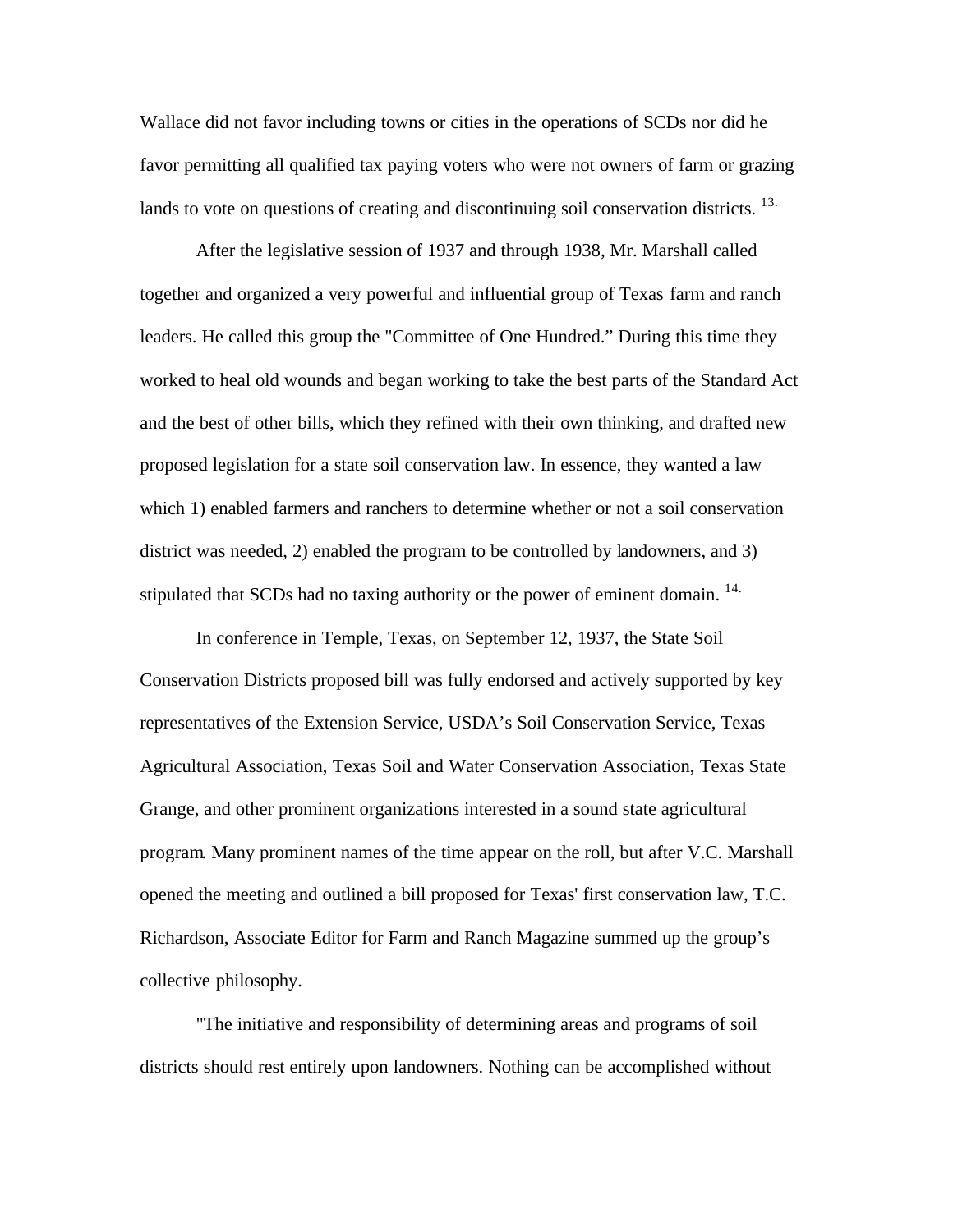Wallace did not favor including towns or cities in the operations of SCDs nor did he favor permitting all qualified tax paying voters who were not owners of farm or grazing lands to vote on questions of creating and discontinuing soil conservation districts. [13.]

After the legislative session of 1937 and through 1938, Mr. Marshall called together and organized a very powerful and influential group of Texas farm and ranch leaders. He called this group the "Committee of One Hundred." During this time they worked to heal old wounds and began working to take the best parts of the Standard Act and the best of other bills, which they refined with their own thinking, and drafted new proposed legislation for a state soil conservation law. In essence, they wanted a law which 1) enabled farmers and ranchers to determine whether or not a soil conservation district was needed, 2) enabled the program to be controlled by landowners, and 3) stipulated that SCDs had no taxing authority or the power of eminent domain. [14.]

In conference in Temple, Texas, on September 12, 1937, the State Soil Conservation Districts proposed bill was fully endorsed and actively supported by key representatives of the Extension Service, USDA's Soil Conservation Service, Texas Agricultural Association, Texas Soil and Water Conservation Association, Texas State Grange, and other prominent organizations interested in a sound state agricultural program. Many prominent names of the time appear on the roll, but after V.C. Marshall opened the meeting and outlined a bill proposed for Texas' first conservation law, T.C. Richardson, Associate Editor for Farm and Ranch Magazine summed up the group's collective philosophy.

"The initiative and responsibility of determining areas and programs of soil districts should rest entirely upon landowners. Nothing can be accomplished without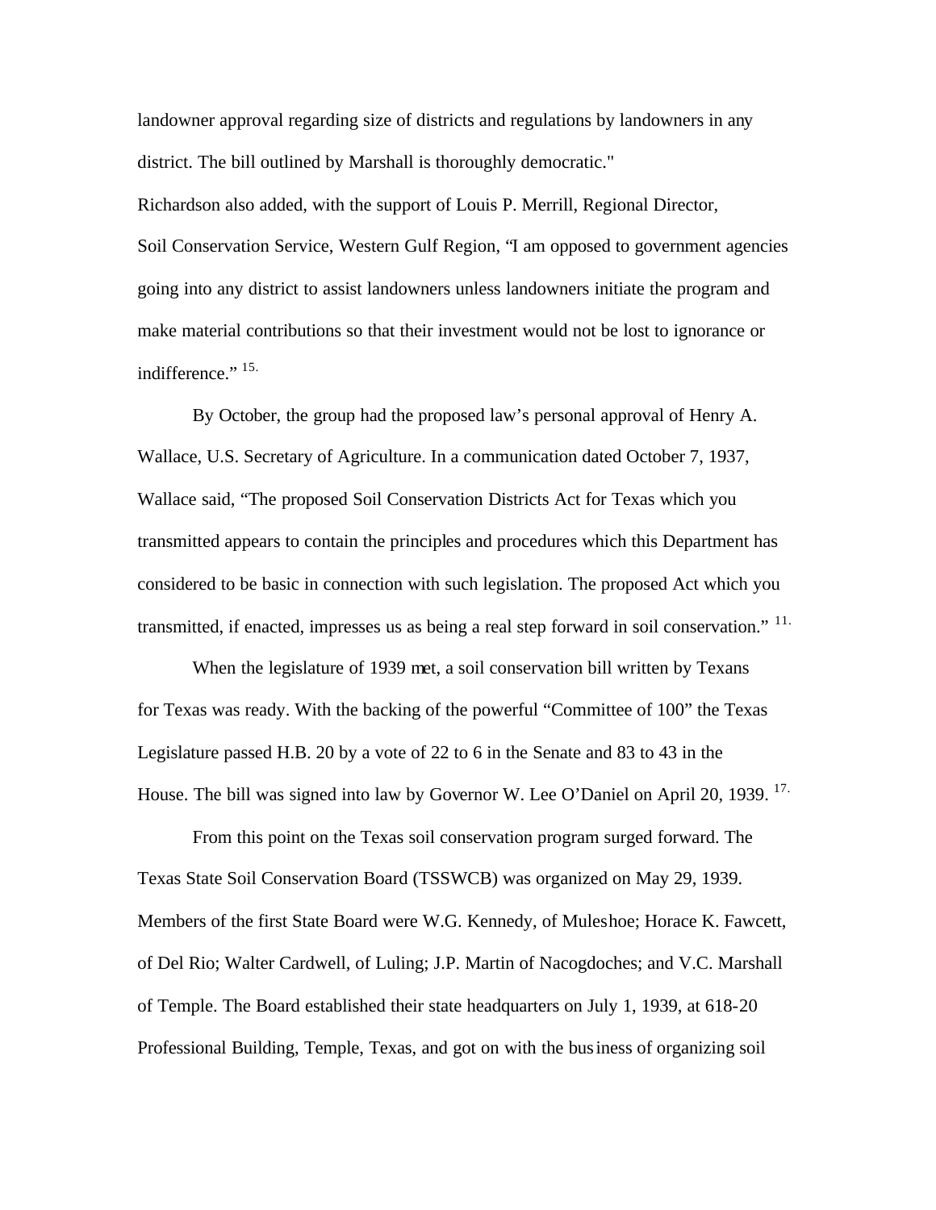landowner approval regarding size of districts and regulations by landowners in any district. The bill outlined by Marshall is thoroughly democratic."

Richardson also added, with the support of Louis P. Merrill, Regional Director, Soil Conservation Service, Western Gulf Region, "I am opposed to government agencies going into any district to assist landowners unless landowners initiate the program and make material contributions so that their investment would not be lost to ignorance or indifference." [15.]

By October, the group had the proposed law's personal approval of Henry A. Wallace, U.S. Secretary of Agriculture. In a communication dated October 7, 1937, Wallace said, "The proposed Soil Conservation Districts Act for Texas which you transmitted appears to contain the principles and procedures which this Department has considered to be basic in connection with such legislation. The proposed Act which you transmitted, if enacted, impresses us as being a real step forward in soil conservation." [11.]

When the legislature of 1939 met, a soil conservation bill written by Texans for Texas was ready. With the backing of the powerful "Committee of 100" the Texas Legislature passed H.B. 20 by a vote of 22 to 6 in the Senate and 83 to 43 in the House. The bill was signed into law by Governor W. Lee O'Daniel on April 20, 1939. [17.]

From this point on the Texas soil conservation program surged forward. The Texas State Soil Conservation Board (TSSWCB) was organized on May 29, 1939. Members of the first State Board were W.G. Kennedy, of Muleshoe; Horace K. Fawcett, of Del Rio; Walter Cardwell, of Luling; J.P. Martin of Nacogdoches; and V.C. Marshall of Temple. The Board established their state headquarters on July 1, 1939, at 618-20 Professional Building, Temple, Texas, and got on with the business of organizing soil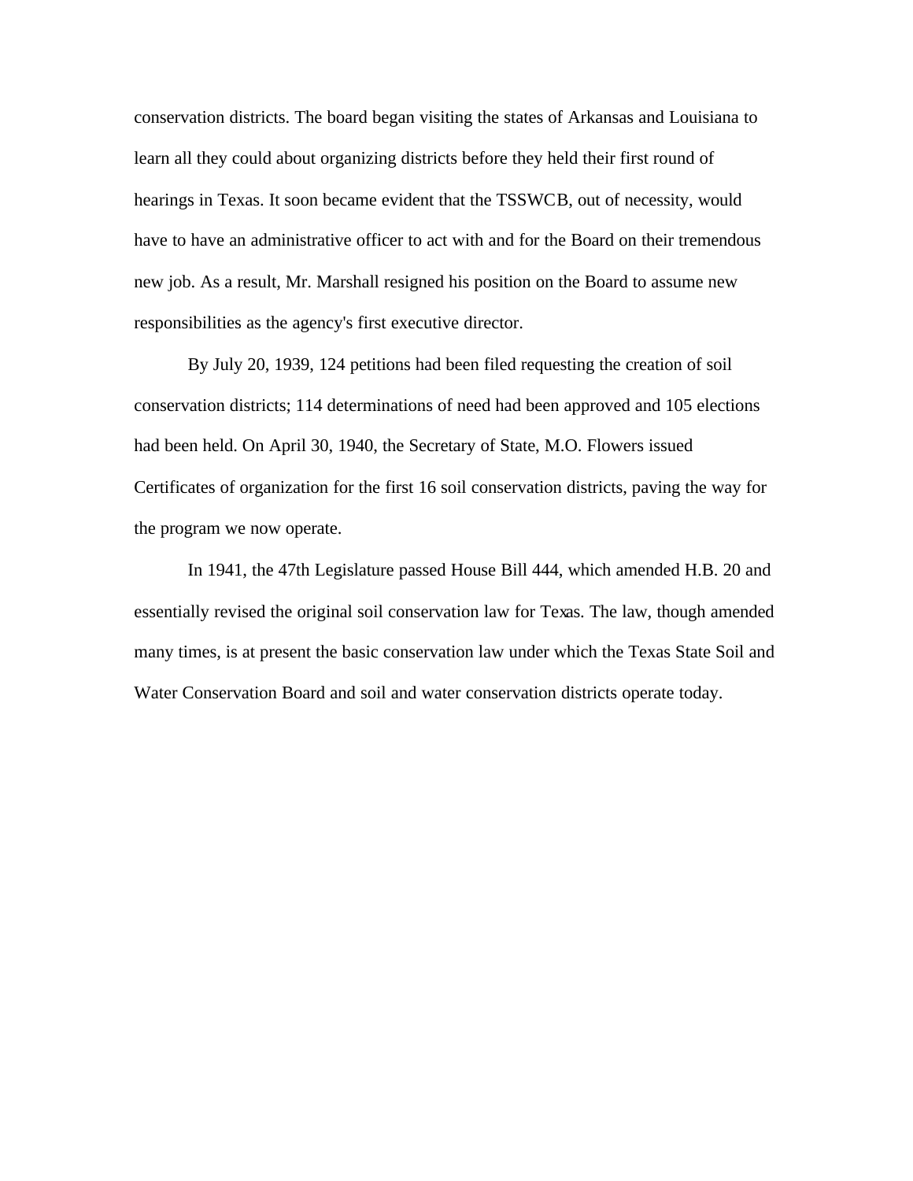conservation districts. The board began visiting the states of Arkansas and Louisiana to learn all they could about organizing districts before they held their first round of hearings in Texas. It soon became evident that the TSSWCB, out of necessity, would have to have an administrative officer to act with and for the Board on their tremendous new job. As a result, Mr. Marshall resigned his position on the Board to assume new responsibilities as the agency's first executive director.

By July 20, 1939, 124 petitions had been filed requesting the creation of soil conservation districts; 114 determinations of need had been approved and 105 elections had been held. On April 30, 1940, the Secretary of State, M.O. Flowers issued Certificates of organization for the first 16 soil conservation districts, paving the way for the program we now operate.

In 1941, the 47th Legislature passed House Bill 444, which amended H.B. 20 and essentially revised the original soil conservation law for Texas. The law, though amended many times, is at present the basic conservation law under which the Texas State Soil and Water Conservation Board and soil and water conservation districts operate today.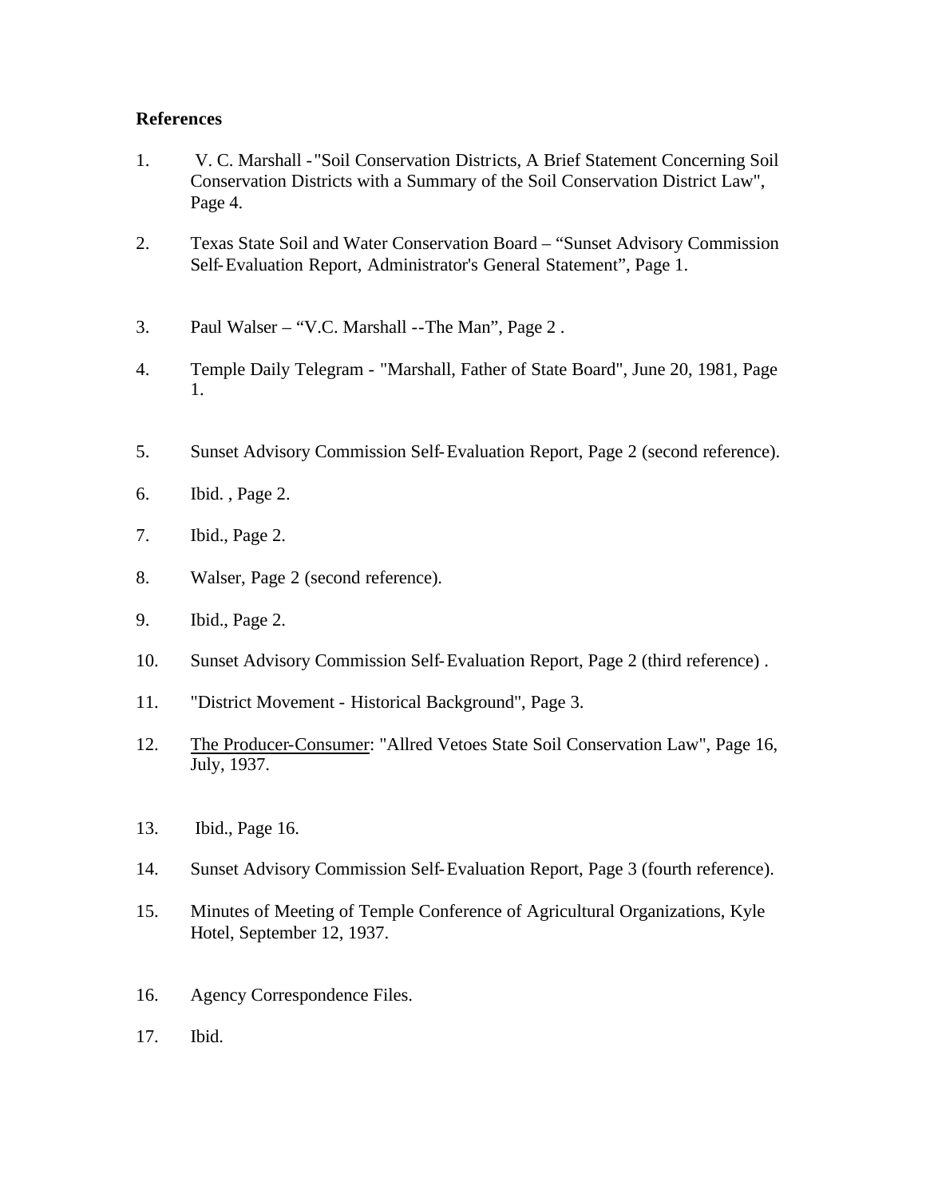**References**

1. V. C. Marshall - "Soil Conservation Districts, A Brief Statement Concerning Soil Conservation Districts with a Summary of the Soil Conservation District Law", Page 4.

2. Texas State Soil and Water Conservation Board – "Sunset Advisory Commission Self-Evaluation Report, Administrator's General Statement", Page 1.

3. Paul Walser – "V.C. Marshall --The Man", Page 2 .

4. Temple Daily Telegram - "Marshall, Father of State Board", June 20, 1981, Page 1.

5. Sunset Advisory Commission Self-Evaluation Report, Page 2 (second reference).

6. Ibid. , Page 2.

7. Ibid., Page 2.

8. Walser, Page 2 (second reference).

9. Ibid., Page 2.

10. Sunset Advisory Commission Self-Evaluation Report, Page 2 (third reference) .

11. "District Movement - Historical Background", Page 3.

12. <u>The Producer-Consumer</u>: "Allred Vetoes State Soil Conservation Law", Page 16, July, 1937.

13. Ibid., Page 16.

14. Sunset Advisory Commission Self-Evaluation Report, Page 3 (fourth reference).

15. Minutes of Meeting of Temple Conference of Agricultural Organizations, Kyle Hotel, September 12, 1937.

16. Agency Correspondence Files.

17. Ibid.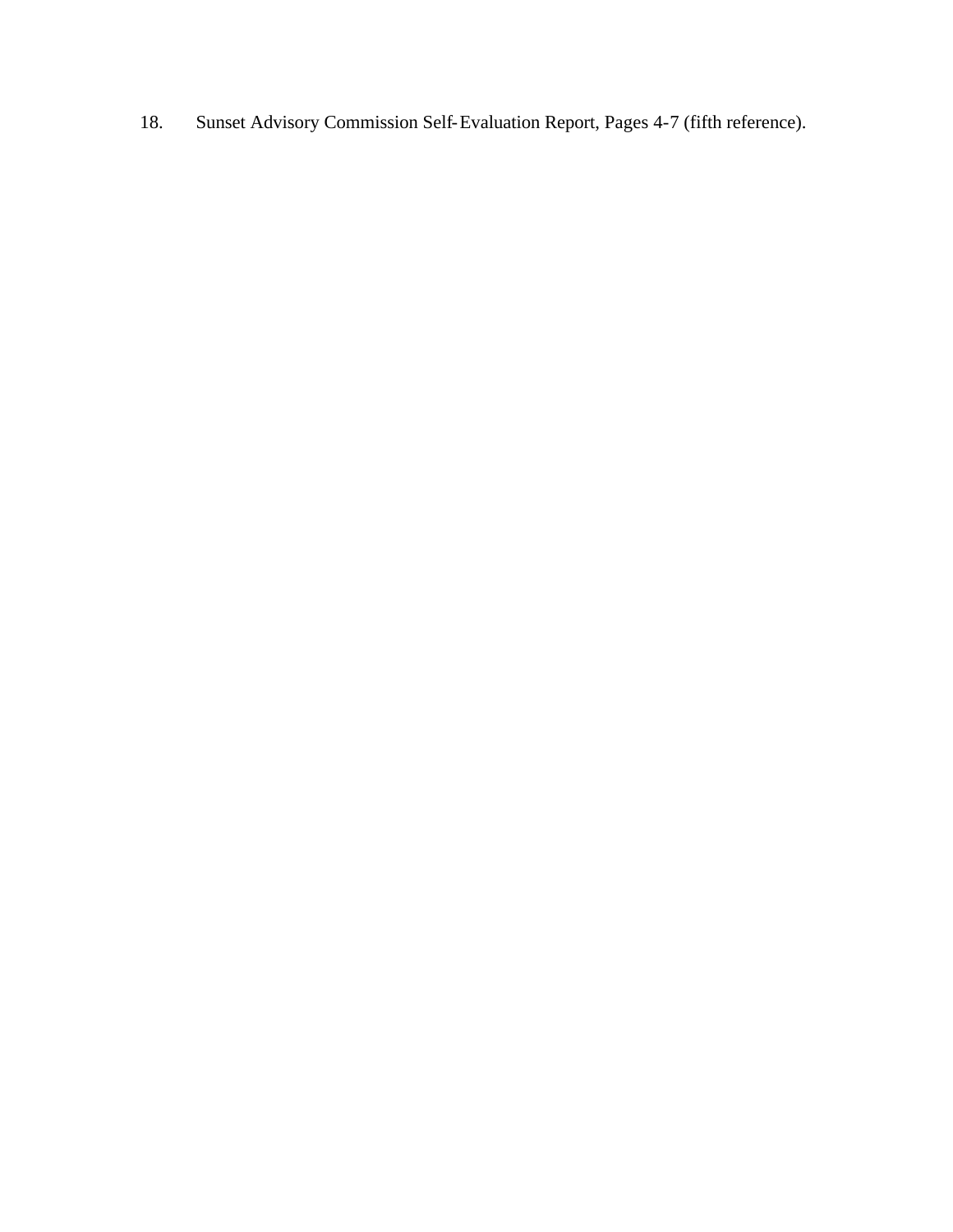18. Sunset Advisory Commission Self-Evaluation Report, Pages 4-7 (fifth reference).